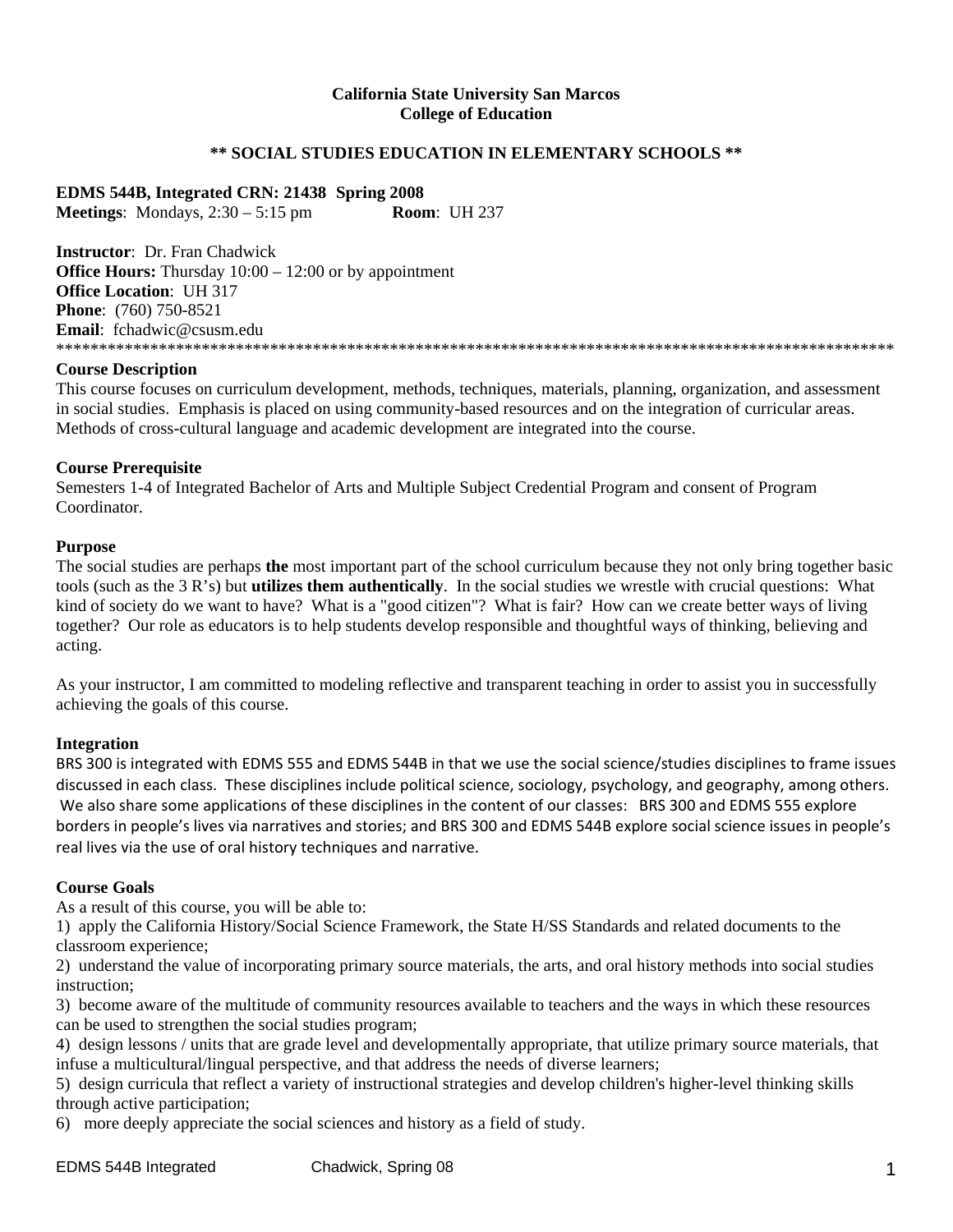**California State University San Marcos**
**College of Education**

**\*\* SOCIAL STUDIES EDUCATION IN ELEMENTARY SCHOOLS \*\***

**EDMS 544B, Integrated CRN: 21438 Spring 2008**
**Meetings**: Mondays, 2:30 – 5:15 pm **Room**: UH 237

**Instructor**: Dr. Fran Chadwick
**Office Hours:** Thursday 10:00 – 12:00 or by appointment
**Office Location**: UH 317
**Phone**: (760) 750-8521
**Email**: fchadwic@csusm.edu

\*\*\*\*\*\*\*\*\*\*\*\*\*\*\*\*\*\*\*\*\*\*\*\*\*\*\*\*\*\*\*\*\*\*\*\*\*\*\*\*\*\*\*\*\*\*\*\*\*\*\*\*\*\*\*\*\*\*\*\*\*\*\*\*\*\*\*\*\*\*\*\*\*\*\*\*\*\*\*\*\*\*\*\*\*\*\*\*\*\*\*\*\*\*\*\*\*\*\*\*

### Course Description

This course focuses on curriculum development, methods, techniques, materials, planning, organization, and assessment in social studies. Emphasis is placed on using community-based resources and on the integration of curricular areas. Methods of cross-cultural language and academic development are integrated into the course.

### Course Prerequisite

Semesters 1-4 of Integrated Bachelor of Arts and Multiple Subject Credential Program and consent of Program Coordinator.

### Purpose

The social studies are perhaps **the** most important part of the school curriculum because they not only bring together basic tools (such as the 3 R's) but **utilizes them authentically**. In the social studies we wrestle with crucial questions: What kind of society do we want to have? What is a "good citizen"? What is fair? How can we create better ways of living together? Our role as educators is to help students develop responsible and thoughtful ways of thinking, believing and acting.

As your instructor, I am committed to modeling reflective and transparent teaching in order to assist you in successfully achieving the goals of this course.

### Integration

BRS 300 is integrated with EDMS 555 and EDMS 544B in that we use the social science/studies disciplines to frame issues discussed in each class. These disciplines include political science, sociology, psychology, and geography, among others. We also share some applications of these disciplines in the content of our classes: BRS 300 and EDMS 555 explore borders in people's lives via narratives and stories; and BRS 300 and EDMS 544B explore social science issues in people's real lives via the use of oral history techniques and narrative.

### Course Goals

As a result of this course, you will be able to:

1) apply the California History/Social Science Framework, the State H/SS Standards and related documents to the classroom experience;
2) understand the value of incorporating primary source materials, the arts, and oral history methods into social studies instruction;
3) become aware of the multitude of community resources available to teachers and the ways in which these resources can be used to strengthen the social studies program;
4) design lessons / units that are grade level and developmentally appropriate, that utilize primary source materials, that infuse a multicultural/lingual perspective, and that address the needs of diverse learners;
5) design curricula that reflect a variety of instructional strategies and develop children's higher-level thinking skills through active participation;
6) more deeply appreciate the social sciences and history as a field of study.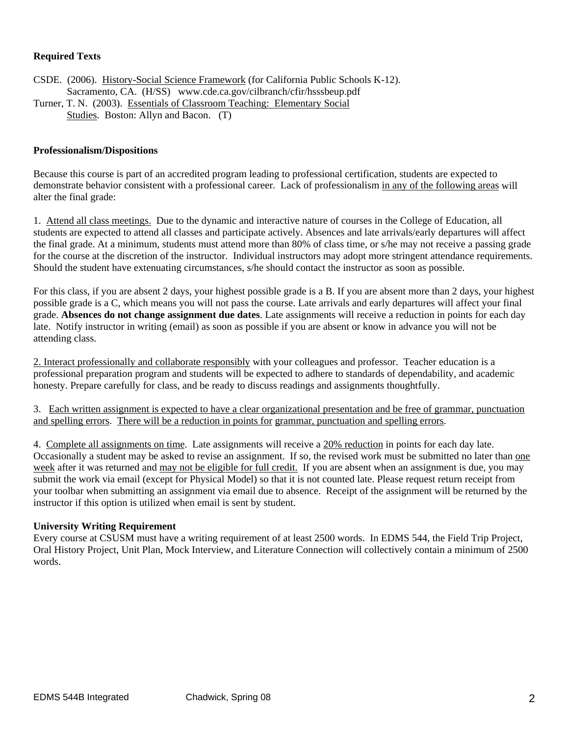**Required Texts**

CSDE. (2006). History-Social Science Framework (for California Public Schools K-12). Sacramento, CA. (H/SS) www.cde.ca.gov/cilbranch/cfir/hsssbeup.pdf

Turner, T. N. (2003). Essentials of Classroom Teaching: Elementary Social Studies. Boston: Allyn and Bacon. (T)

**Professionalism/Dispositions**

Because this course is part of an accredited program leading to professional certification, students are expected to demonstrate behavior consistent with a professional career. Lack of professionalism in any of the following areas will alter the final grade:

1. Attend all class meetings. Due to the dynamic and interactive nature of courses in the College of Education, all students are expected to attend all classes and participate actively. Absences and late arrivals/early departures will affect the final grade. At a minimum, students must attend more than 80% of class time, or s/he may not receive a passing grade for the course at the discretion of the instructor. Individual instructors may adopt more stringent attendance requirements. Should the student have extenuating circumstances, s/he should contact the instructor as soon as possible.

For this class, if you are absent 2 days, your highest possible grade is a B. If you are absent more than 2 days, your highest possible grade is a C, which means you will not pass the course. Late arrivals and early departures will affect your final grade. **Absences do not change assignment due dates**. Late assignments will receive a reduction in points for each day late. Notify instructor in writing (email) as soon as possible if you are absent or know in advance you will not be attending class.

2. Interact professionally and collaborate responsibly with your colleagues and professor. Teacher education is a professional preparation program and students will be expected to adhere to standards of dependability, and academic honesty. Prepare carefully for class, and be ready to discuss readings and assignments thoughtfully.

3. Each written assignment is expected to have a clear organizational presentation and be free of grammar, punctuation and spelling errors. There will be a reduction in points for grammar, punctuation and spelling errors.

4. Complete all assignments on time. Late assignments will receive a 20% reduction in points for each day late. Occasionally a student may be asked to revise an assignment. If so, the revised work must be submitted no later than one week after it was returned and may not be eligible for full credit. If you are absent when an assignment is due, you may submit the work via email (except for Physical Model) so that it is not counted late. Please request return receipt from your toolbar when submitting an assignment via email due to absence. Receipt of the assignment will be returned by the instructor if this option is utilized when email is sent by student.

**University Writing Requirement**

Every course at CSUSM must have a writing requirement of at least 2500 words. In EDMS 544, the Field Trip Project, Oral History Project, Unit Plan, Mock Interview, and Literature Connection will collectively contain a minimum of 2500 words.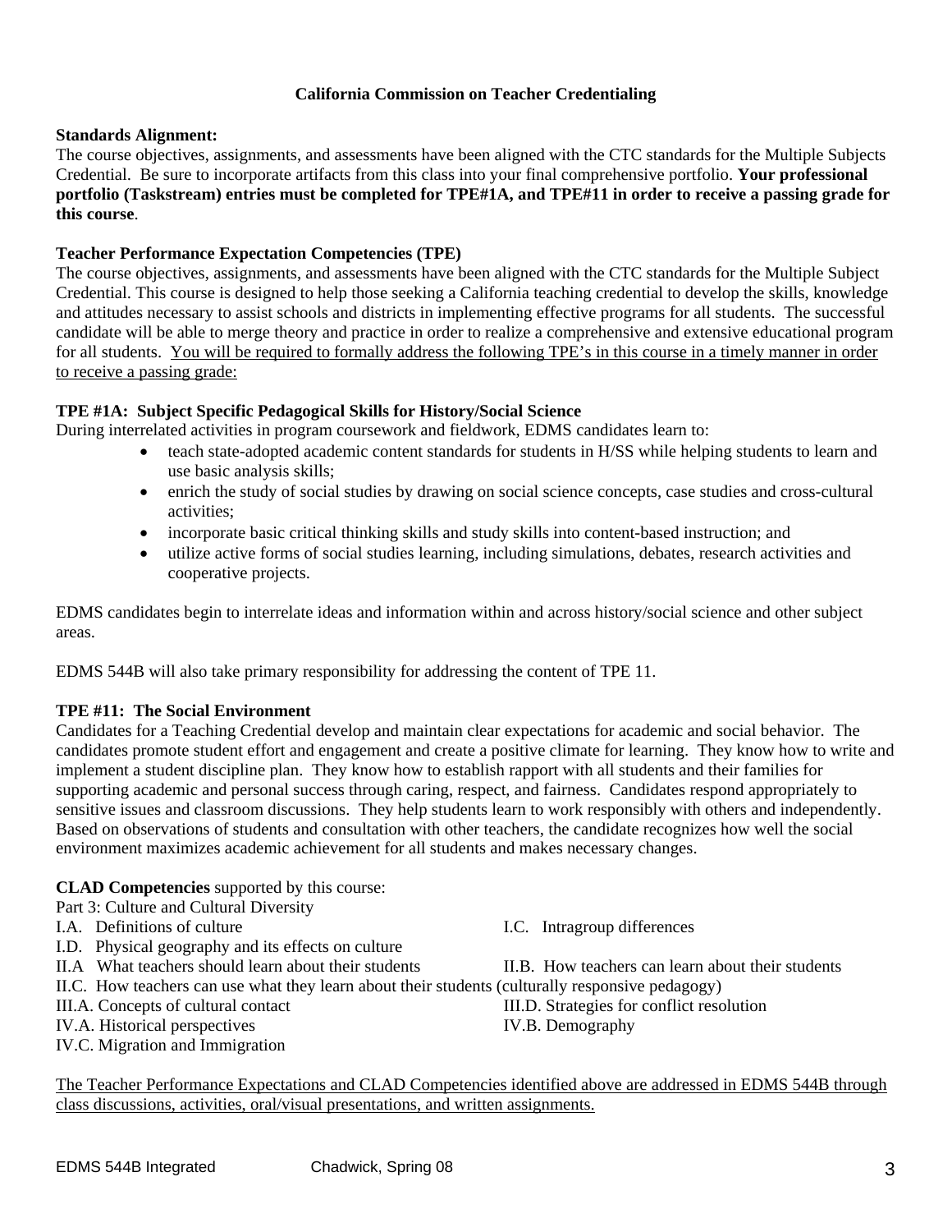## California Commission on Teacher Credentialing

**Standards Alignment:**
The course objectives, assignments, and assessments have been aligned with the CTC standards for the Multiple Subjects Credential. Be sure to incorporate artifacts from this class into your final comprehensive portfolio. **Your professional portfolio (Taskstream) entries must be completed for TPE#1A, and TPE#11 in order to receive a passing grade for this course**.

**Teacher Performance Expectation Competencies (TPE)**
The course objectives, assignments, and assessments have been aligned with the CTC standards for the Multiple Subject Credential. This course is designed to help those seeking a California teaching credential to develop the skills, knowledge and attitudes necessary to assist schools and districts in implementing effective programs for all students. The successful candidate will be able to merge theory and practice in order to realize a comprehensive and extensive educational program for all students. <u>You will be required to formally address the following TPE's in this course in a timely manner in order to receive a passing grade:</u>

**TPE #1A: Subject Specific Pedagogical Skills for History/Social Science**
During interrelated activities in program coursework and fieldwork, EDMS candidates learn to:

- teach state-adopted academic content standards for students in H/SS while helping students to learn and use basic analysis skills;
- enrich the study of social studies by drawing on social science concepts, case studies and cross-cultural activities;
- incorporate basic critical thinking skills and study skills into content-based instruction; and
- utilize active forms of social studies learning, including simulations, debates, research activities and cooperative projects.

EDMS candidates begin to interrelate ideas and information within and across history/social science and other subject areas.

EDMS 544B will also take primary responsibility for addressing the content of TPE 11.

**TPE #11: The Social Environment**
Candidates for a Teaching Credential develop and maintain clear expectations for academic and social behavior. The candidates promote student effort and engagement and create a positive climate for learning. They know how to write and implement a student discipline plan. They know how to establish rapport with all students and their families for supporting academic and personal success through caring, respect, and fairness. Candidates respond appropriately to sensitive issues and classroom discussions. They help students learn to work responsibly with others and independently. Based on observations of students and consultation with other teachers, the candidate recognizes how well the social environment maximizes academic achievement for all students and makes necessary changes.

**CLAD Competencies** supported by this course:
Part 3: Culture and Cultural Diversity

- I.A. Definitions of culture
- I.C. Intragroup differences
- I.D. Physical geography and its effects on culture
- II.A What teachers should learn about their students
- II.B. How teachers can learn about their students
- II.C. How teachers can use what they learn about their students (culturally responsive pedagogy)
- III.A. Concepts of cultural contact
- III.D. Strategies for conflict resolution
- IV.A. Historical perspectives
- IV.B. Demography
- IV.C. Migration and Immigration

<u>The Teacher Performance Expectations and CLAD Competencies identified above are addressed in EDMS 544B through class discussions, activities, oral/visual presentations, and written assignments.</u>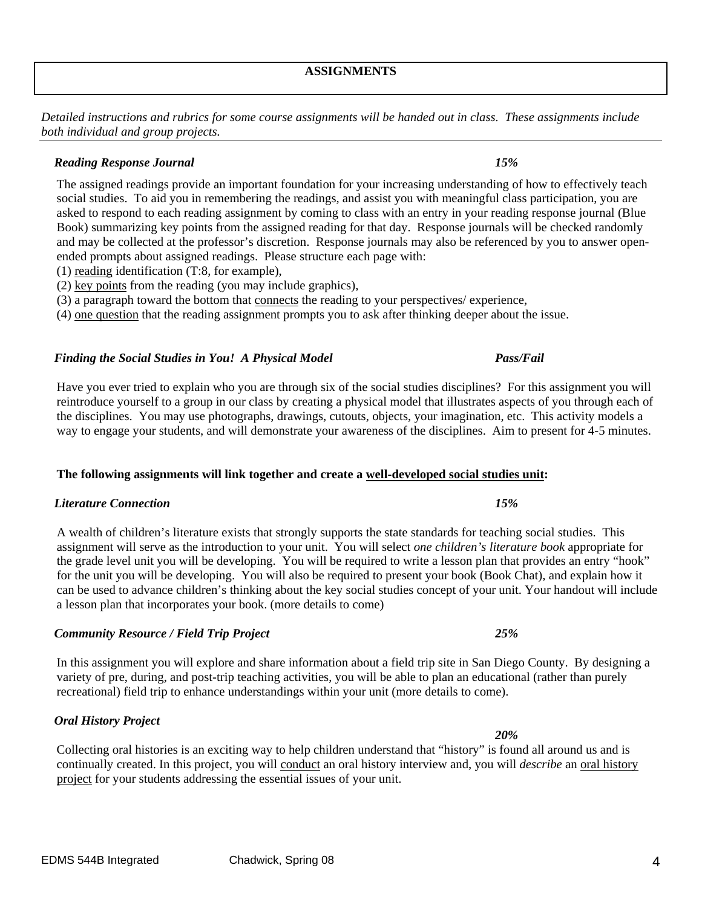## ASSIGNMENTS

*Detailed instructions and rubrics for some course assignments will be handed out in class. These assignments include both individual and group projects.*

### *Reading Response Journal* — *15%*

The assigned readings provide an important foundation for your increasing understanding of how to effectively teach social studies. To aid you in remembering the readings, and assist you with meaningful class participation, you are asked to respond to each reading assignment by coming to class with an entry in your reading response journal (Blue Book) summarizing key points from the assigned reading for that day. Response journals will be checked randomly and may be collected at the professor's discretion. Response journals may also be referenced by you to answer open-ended prompts about assigned readings. Please structure each page with:

(1) <u>reading</u> identification (T:8, for example),
(2) <u>key points</u> from the reading (you may include graphics),
(3) a paragraph toward the bottom that <u>connects</u> the reading to your perspectives/ experience,
(4) <u>one question</u> that the reading assignment prompts you to ask after thinking deeper about the issue.

### *Finding the Social Studies in You! A Physical Model* — *Pass/Fail*

Have you ever tried to explain who you are through six of the social studies disciplines? For this assignment you will reintroduce yourself to a group in our class by creating a physical model that illustrates aspects of you through each of the disciplines. You may use photographs, drawings, cutouts, objects, your imagination, etc. This activity models a way to engage your students, and will demonstrate your awareness of the disciplines. Aim to present for 4-5 minutes.

**The following assignments will link together and create a <u>well-developed social studies unit</u>:**

### *Literature Connection* — *15%*

A wealth of children's literature exists that strongly supports the state standards for teaching social studies. This assignment will serve as the introduction to your unit. You will select *one children's literature book* appropriate for the grade level unit you will be developing. You will be required to write a lesson plan that provides an entry "hook" for the unit you will be developing. You will also be required to present your book (Book Chat), and explain how it can be used to advance children's thinking about the key social studies concept of your unit. Your handout will include a lesson plan that incorporates your book. (more details to come)

### *Community Resource / Field Trip Project* — *25%*

In this assignment you will explore and share information about a field trip site in San Diego County. By designing a variety of pre, during, and post-trip teaching activities, you will be able to plan an educational (rather than purely recreational) field trip to enhance understandings within your unit (more details to come).

### *Oral History Project* — *20%*

Collecting oral histories is an exciting way to help children understand that "history" is found all around us and is continually created. In this project, you will <u>conduct</u> an oral history interview and, you will *describe* an <u>oral history project</u> for your students addressing the essential issues of your unit.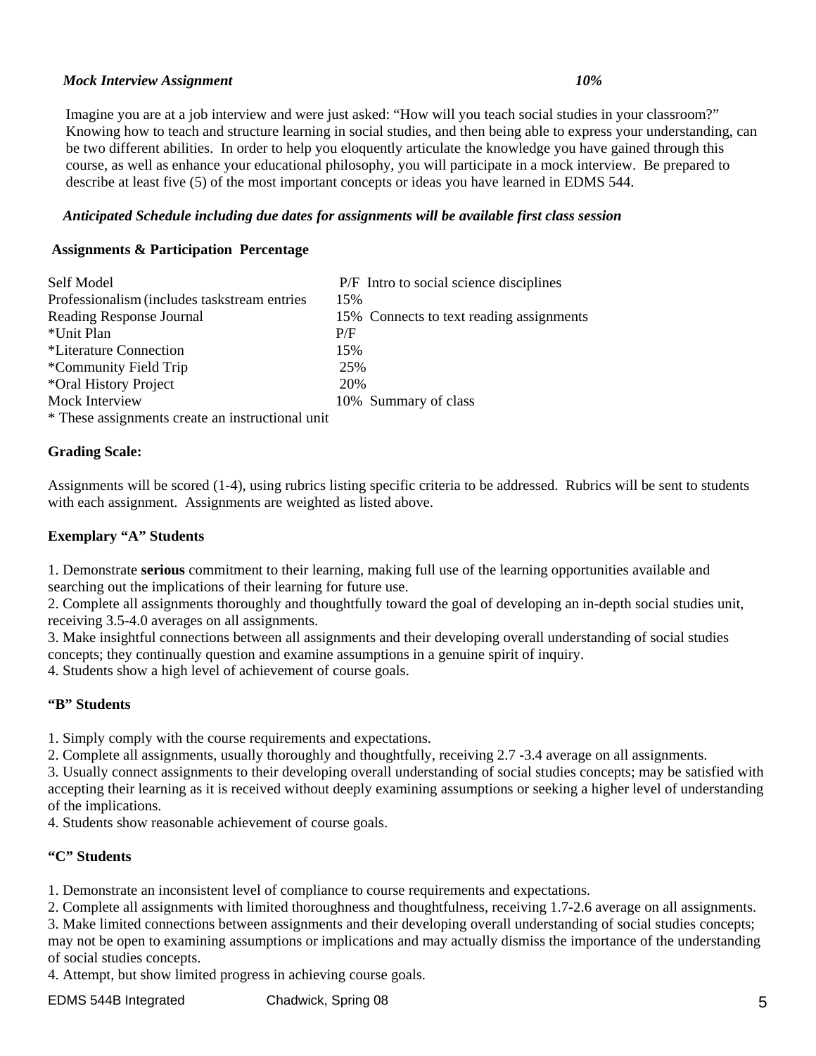***Mock Interview Assignment*** ***10%***

Imagine you are at a job interview and were just asked: "How will you teach social studies in your classroom?" Knowing how to teach and structure learning in social studies, and then being able to express your understanding, can be two different abilities. In order to help you eloquently articulate the knowledge you have gained through this course, as well as enhance your educational philosophy, you will participate in a mock interview. Be prepared to describe at least five (5) of the most important concepts or ideas you have learned in EDMS 544.

***Anticipated Schedule including due dates for assignments will be available first class session***

**Assignments & Participation Percentage**

| | | |
|---|---|---|
| Self Model | P/F | Intro to social science disciplines |
| Professionalism (includes taskstream entries | 15% | |
| Reading Response Journal | 15% | Connects to text reading assignments |
| *Unit Plan | P/F | |
| *Literature Connection | 15% | |
| *Community Field Trip | 25% | |
| *Oral History Project | 20% | |
| Mock Interview | 10% | Summary of class |

* These assignments create an instructional unit

**Grading Scale:**

Assignments will be scored (1-4), using rubrics listing specific criteria to be addressed. Rubrics will be sent to students with each assignment. Assignments are weighted as listed above.

**Exemplary "A" Students**

1. Demonstrate **serious** commitment to their learning, making full use of the learning opportunities available and searching out the implications of their learning for future use.
2. Complete all assignments thoroughly and thoughtfully toward the goal of developing an in-depth social studies unit, receiving 3.5-4.0 averages on all assignments.
3. Make insightful connections between all assignments and their developing overall understanding of social studies concepts; they continually question and examine assumptions in a genuine spirit of inquiry.
4. Students show a high level of achievement of course goals.

**"B" Students**

1. Simply comply with the course requirements and expectations.
2. Complete all assignments, usually thoroughly and thoughtfully, receiving 2.7 -3.4 average on all assignments.
3. Usually connect assignments to their developing overall understanding of social studies concepts; may be satisfied with accepting their learning as it is received without deeply examining assumptions or seeking a higher level of understanding of the implications.
4. Students show reasonable achievement of course goals.

**"C" Students**

1. Demonstrate an inconsistent level of compliance to course requirements and expectations.
2. Complete all assignments with limited thoroughness and thoughtfulness, receiving 1.7-2.6 average on all assignments.
3. Make limited connections between assignments and their developing overall understanding of social studies concepts; may not be open to examining assumptions or implications and may actually dismiss the importance of the understanding of social studies concepts.
4. Attempt, but show limited progress in achieving course goals.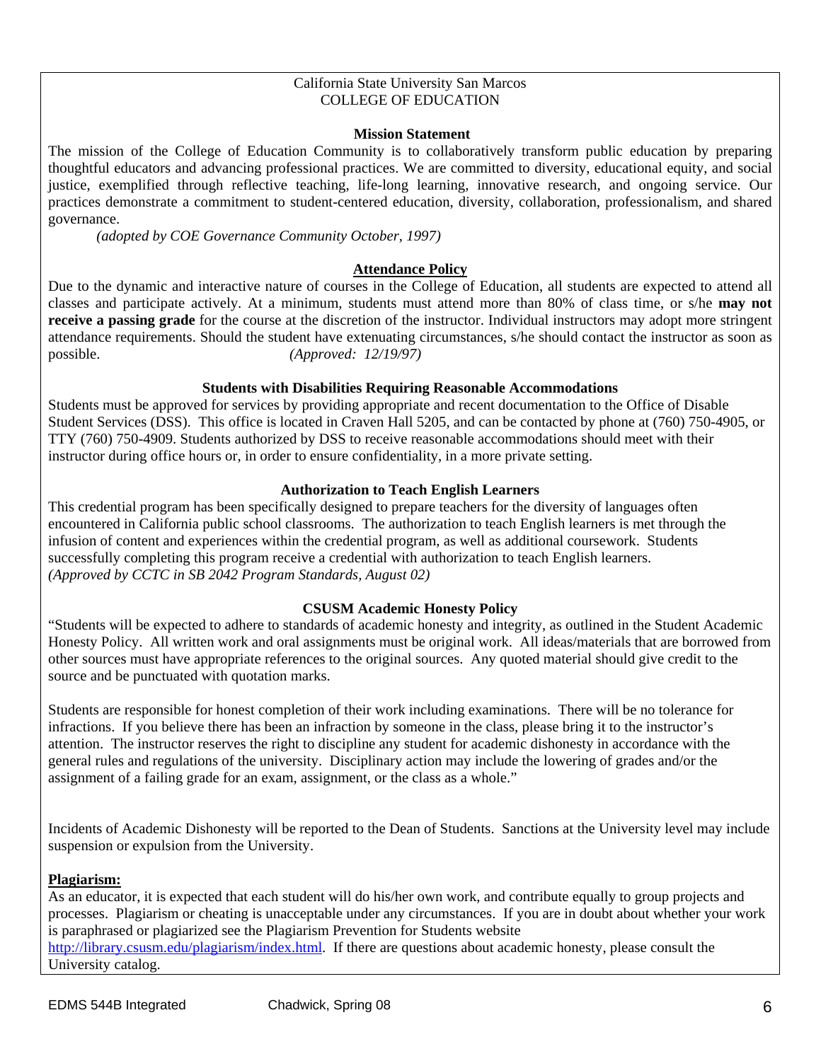California State University San Marcos
COLLEGE OF EDUCATION

**Mission Statement**

The mission of the College of Education Community is to collaboratively transform public education by preparing thoughtful educators and advancing professional practices. We are committed to diversity, educational equity, and social justice, exemplified through reflective teaching, life-long learning, innovative research, and ongoing service. Our practices demonstrate a commitment to student-centered education, diversity, collaboration, professionalism, and shared governance.

*(adopted by COE Governance Community October, 1997)*

**Attendance Policy**

Due to the dynamic and interactive nature of courses in the College of Education, all students are expected to attend all classes and participate actively. At a minimum, students must attend more than 80% of class time, or s/he **may not receive a passing grade** for the course at the discretion of the instructor. Individual instructors may adopt more stringent attendance requirements. Should the student have extenuating circumstances, s/he should contact the instructor as soon as possible. *(Approved: 12/19/97)*

**Students with Disabilities Requiring Reasonable Accommodations**

Students must be approved for services by providing appropriate and recent documentation to the Office of Disable Student Services (DSS). This office is located in Craven Hall 5205, and can be contacted by phone at (760) 750-4905, or TTY (760) 750-4909. Students authorized by DSS to receive reasonable accommodations should meet with their instructor during office hours or, in order to ensure confidentiality, in a more private setting.

**Authorization to Teach English Learners**

This credential program has been specifically designed to prepare teachers for the diversity of languages often encountered in California public school classrooms. The authorization to teach English learners is met through the infusion of content and experiences within the credential program, as well as additional coursework. Students successfully completing this program receive a credential with authorization to teach English learners.
*(Approved by CCTC in SB 2042 Program Standards, August 02)*

**CSUSM Academic Honesty Policy**

"Students will be expected to adhere to standards of academic honesty and integrity, as outlined in the Student Academic Honesty Policy. All written work and oral assignments must be original work. All ideas/materials that are borrowed from other sources must have appropriate references to the original sources. Any quoted material should give credit to the source and be punctuated with quotation marks.

Students are responsible for honest completion of their work including examinations. There will be no tolerance for infractions. If you believe there has been an infraction by someone in the class, please bring it to the instructor's attention. The instructor reserves the right to discipline any student for academic dishonesty in accordance with the general rules and regulations of the university. Disciplinary action may include the lowering of grades and/or the assignment of a failing grade for an exam, assignment, or the class as a whole."

Incidents of Academic Dishonesty will be reported to the Dean of Students. Sanctions at the University level may include suspension or expulsion from the University.

**Plagiarism:**

As an educator, it is expected that each student will do his/her own work, and contribute equally to group projects and processes. Plagiarism or cheating is unacceptable under any circumstances. If you are in doubt about whether your work is paraphrased or plagiarized see the Plagiarism Prevention for Students website http://library.csusm.edu/plagiarism/index.html. If there are questions about academic honesty, please consult the University catalog.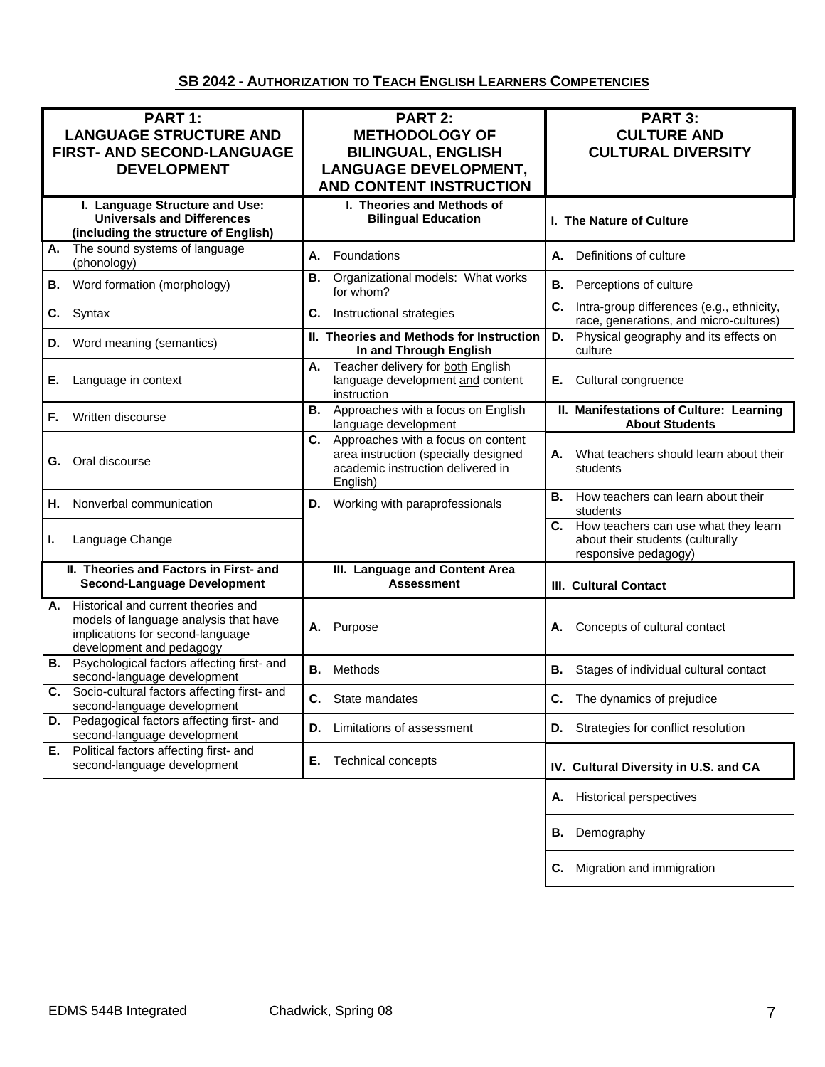## SB 2042 - AUTHORIZATION TO TEACH ENGLISH LEARNERS COMPETENCIES

| **PART 1: LANGUAGE STRUCTURE AND FIRST- AND SECOND-LANGUAGE DEVELOPMENT** | **PART 2: METHODOLOGY OF BILINGUAL, ENGLISH LANGUAGE DEVELOPMENT, AND CONTENT INSTRUCTION** | **PART 3: CULTURE AND CULTURAL DIVERSITY** |
|---|---|---|
| **I. Language Structure and Use: Universals and Differences (including the structure of English)** | **I. Theories and Methods of Bilingual Education** | **I. The Nature of Culture** |
| **A.** The sound systems of language (phonology) | **A.** Foundations | **A.** Definitions of culture |
| **B.** Word formation (morphology) | **B.** Organizational models: What works for whom? | **B.** Perceptions of culture |
| **C.** Syntax | **C.** Instructional strategies | **C.** Intra-group differences (e.g., ethnicity, race, generations, and micro-cultures) |
| **D.** Word meaning (semantics) | **II. Theories and Methods for Instruction In and Through English** | **D.** Physical geography and its effects on culture |
| **E.** Language in context | **A.** Teacher delivery for both English language development and content instruction | **E.** Cultural congruence |
| **F.** Written discourse | **B.** Approaches with a focus on English language development | **II. Manifestations of Culture: Learning About Students** |
| **G.** Oral discourse | **C.** Approaches with a focus on content area instruction (specially designed academic instruction delivered in English) | **A.** What teachers should learn about their students |
| **H.** Nonverbal communication | **D.** Working with paraprofessionals | **B.** How teachers can learn about their students |
| **I.** Language Change | | **C.** How teachers can use what they learn about their students (culturally responsive pedagogy) |
| **II. Theories and Factors in First- and Second-Language Development** | **III. Language and Content Area Assessment** | **III. Cultural Contact** |
| **A.** Historical and current theories and models of language analysis that have implications for second-language development and pedagogy | **A.** Purpose | **A.** Concepts of cultural contact |
| **B.** Psychological factors affecting first- and second-language development | **B.** Methods | **B.** Stages of individual cultural contact |
| **C.** Socio-cultural factors affecting first- and second-language development | **C.** State mandates | **C.** The dynamics of prejudice |
| **D.** Pedagogical factors affecting first- and second-language development | **D.** Limitations of assessment | **D.** Strategies for conflict resolution |
| **E.** Political factors affecting first- and second-language development | **E.** Technical concepts | **IV. Cultural Diversity in U.S. and CA** |
| | | **A.** Historical perspectives |
| | | **B.** Demography |
| | | **C.** Migration and immigration |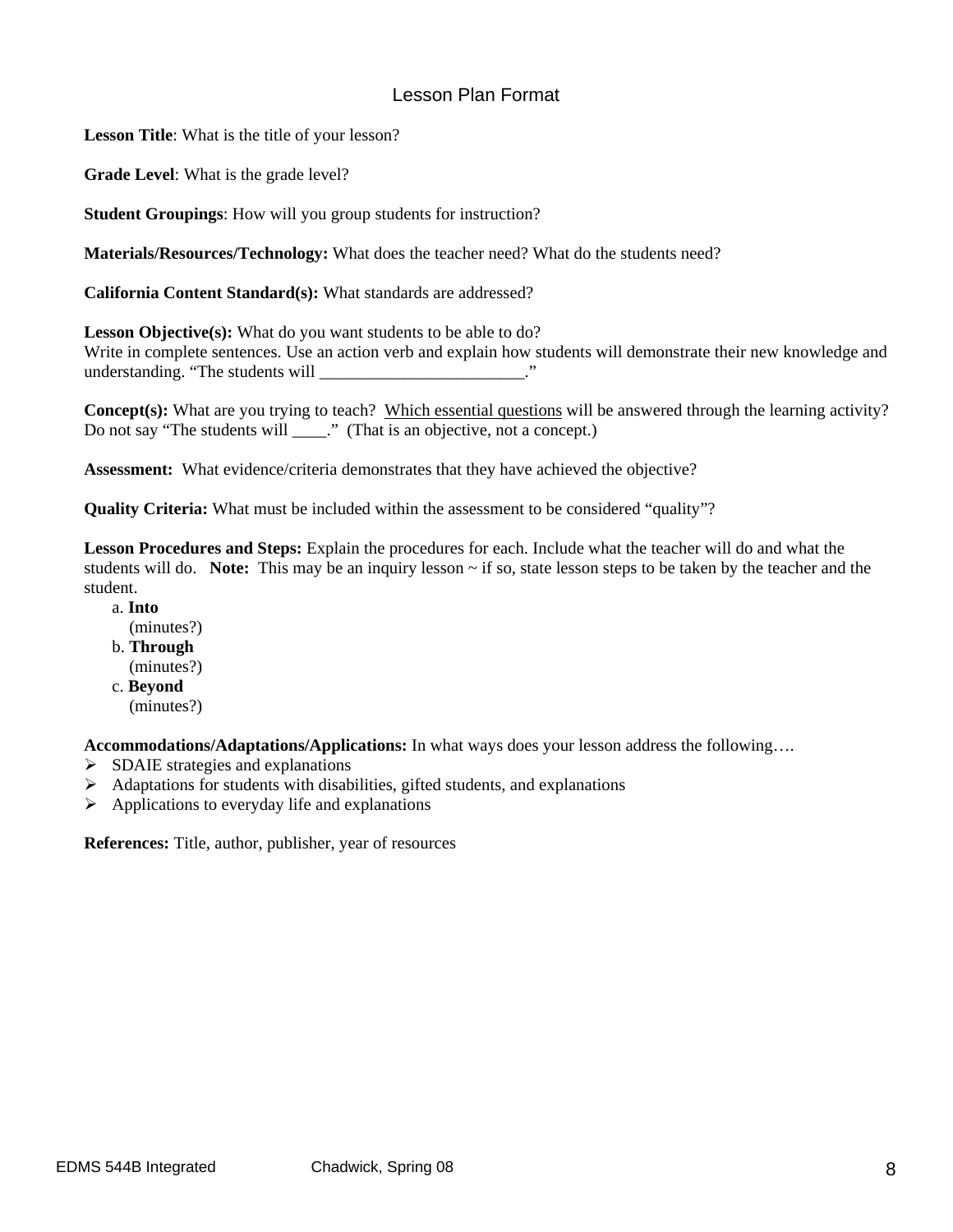# Lesson Plan Format

**Lesson Title**: What is the title of your lesson?

**Grade Level**: What is the grade level?

**Student Groupings**: How will you group students for instruction?

**Materials/Resources/Technology:** What does the teacher need? What do the students need?

**California Content Standard(s):** What standards are addressed?

**Lesson Objective(s):** What do you want students to be able to do?
Write in complete sentences. Use an action verb and explain how students will demonstrate their new knowledge and understanding. "The students will ________________________."

**Concept(s):** What are you trying to teach? <u>Which essential questions</u> will be answered through the learning activity? Do not say "The students will ____." (That is an objective, not a concept.)

**Assessment:** What evidence/criteria demonstrates that they have achieved the objective?

**Quality Criteria:** What must be included within the assessment to be considered "quality"?

**Lesson Procedures and Steps:** Explain the procedures for each. Include what the teacher will do and what the students will do. **Note:** This may be an inquiry lesson ~ if so, state lesson steps to be taken by the teacher and the student.

a. **Into**
   (minutes?)
b. **Through**
   (minutes?)
c. **Beyond**
   (minutes?)

**Accommodations/Adaptations/Applications:** In what ways does your lesson address the following….

- SDAIE strategies and explanations
- Adaptations for students with disabilities, gifted students, and explanations
- Applications to everyday life and explanations

**References:** Title, author, publisher, year of resources